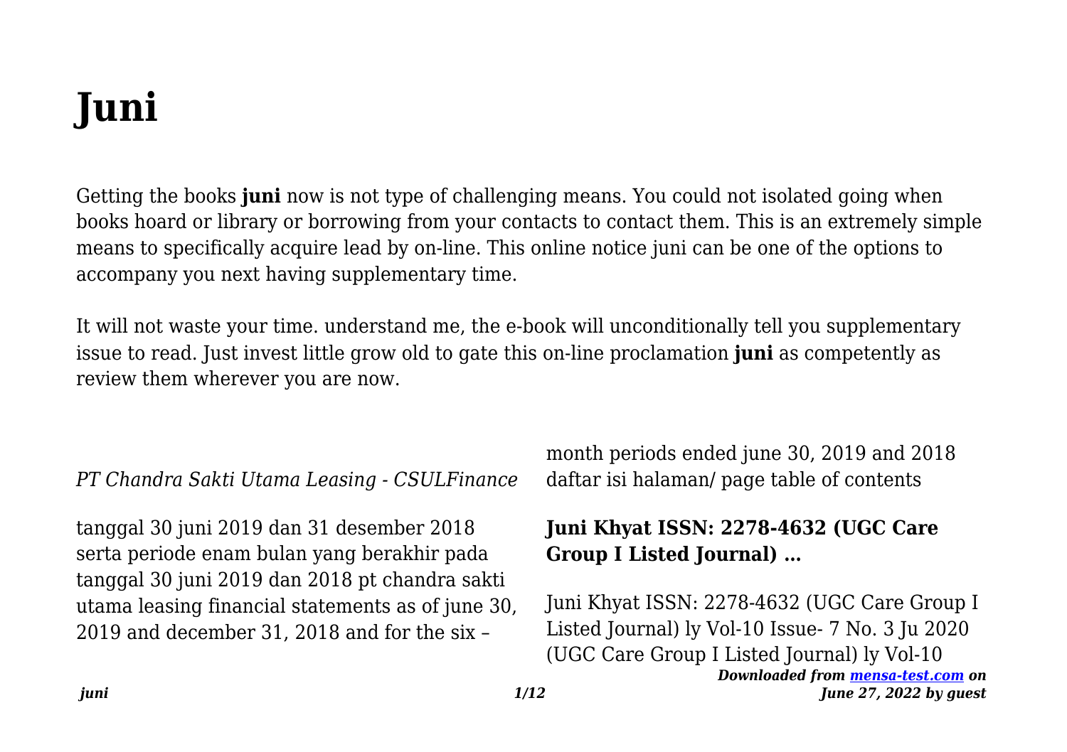# Juni

Getting the books **juni** now is not type of challenging means. You could not isolated going when books hoard or library or borrowing from your contacts to contact them. This is an extremely simple means to specifically acquire lead by on-line. This online notice juni can be one of the options to accompany you next having supplementary time.

It will not waste your time. understand me, the e-book will unconditionally tell you supplementary issue to read. Just invest little grow old to gate this on-line proclamation **juni** as competently as review them wherever you are now.

*PT Chandra Sakti Utama Leasing - CSULFinance*

tanggal 30 juni 2019 dan 31 desember 2018 serta periode enam bulan yang berakhir pada tanggal 30 juni 2019 dan 2018 pt chandra sakti utama leasing financial statements as of june 30, 2019 and december 31, 2018 and for the six – month periods ended june 30, 2019 and 2018 daftar isi halaman/ page table of contents

### Juni Khyat ISSN: 2278-4632 (UGC Care Group I Listed Journal) …

Juni Khyat ISSN: 2278-4632 (UGC Care Group I Listed Journal) ly Vol-10 Issue- 7 No. 3 Ju 2020 (UGC Care Group I Listed Journal) ly Vol-10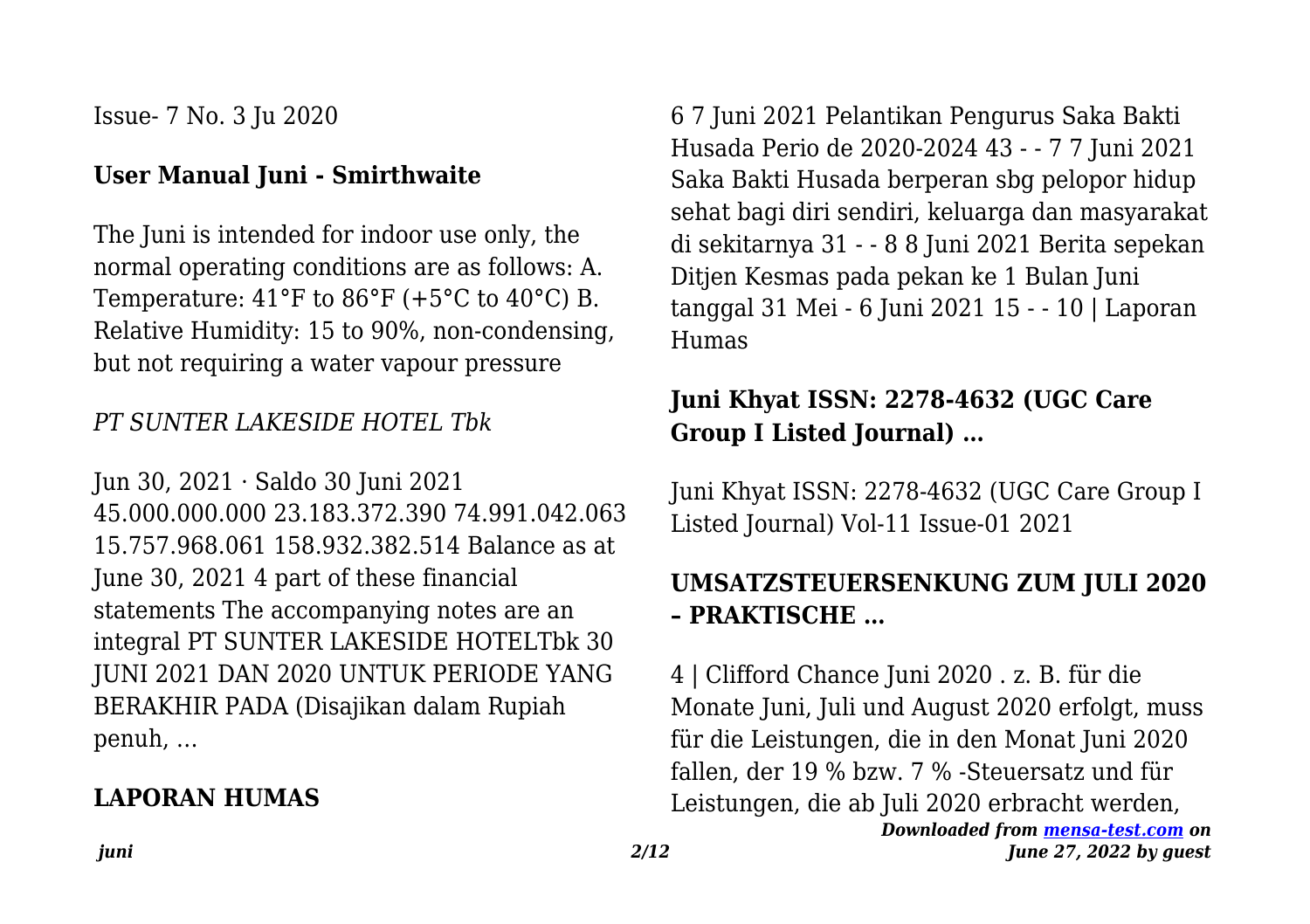Issue- 7 No. 3 Ju 2020

## User Manual Juni - Smirthwaite

The Juni is intended for indoor use only, the normal operating conditions are as follows: A. Temperature: 41°F to 86°F (+5°C to 40°C) B. Relative Humidity: 15 to 90%, non-condensing, but not requiring a water vapour pressure

*PT SUNTER LAKESIDE HOTEL Tbk*

Jun 30, 2021 · Saldo 30 Juni 2021 45.000.000.000 23.183.372.390 74.991.042.063 15.757.968.061 158.932.382.514 Balance as at June 30, 2021 4 part of these financial statements The accompanying notes are an integral PT SUNTER LAKESIDE HOTELTbk 30 JUNI 2021 DAN 2020 UNTUK PERIODE YANG BERAKHIR PADA (Disajikan dalam Rupiah penuh, …

## LAPORAN HUMAS

6 7 Juni 2021 Pelantikan Pengurus Saka Bakti Husada Perio de 2020-2024 43 - - 7 7 Juni 2021 Saka Bakti Husada berperan sbg pelopor hidup sehat bagi diri sendiri, keluarga dan masyarakat di sekitarnya 31 - - 8 8 Juni 2021 Berita sepekan Ditjen Kesmas pada pekan ke 1 Bulan Juni tanggal 31 Mei - 6 Juni 2021 15 - - 10 | Laporan Humas

## Juni Khyat ISSN: 2278-4632 (UGC Care Group I Listed Journal) …

Juni Khyat ISSN: 2278-4632 (UGC Care Group I Listed Journal) Vol-11 Issue-01 2021

## UMSATZSTEUERSENKUNG ZUM JULI 2020 – PRAKTISCHE …

4 | Clifford Chance Juni 2020 . z. B. für die Monate Juni, Juli und August 2020 erfolgt, muss für die Leistungen, die in den Monat Juni 2020 fallen, der 19 % bzw. 7 % -Steuersatz und für Leistungen, die ab Juli 2020 erbracht werden,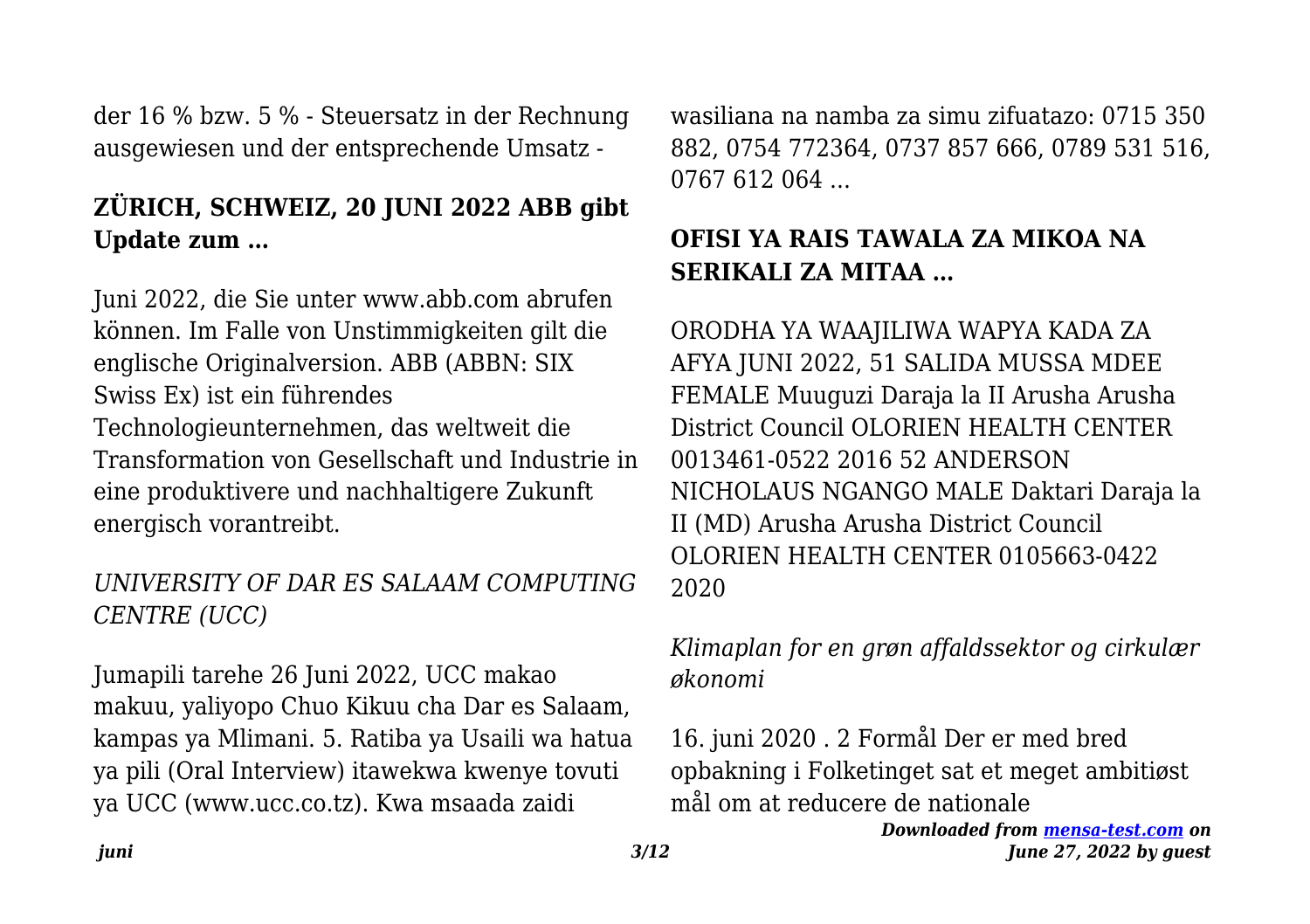der 16 % bzw. 5 % - Steuersatz in der Rechnung ausgewiesen und der entsprechende Umsatz -

## ZÜRICH, SCHWEIZ, 20 JUNI 2022 ABB gibt Update zum ...

Juni 2022, die Sie unter www.abb.com abrufen können. Im Falle von Unstimmigkeiten gilt die englische Originalversion. ABB (ABBN: SIX Swiss Ex) ist ein führendes Technologieunternehmen, das weltweit die Transformation von Gesellschaft und Industrie in eine produktivere und nachhaltigere Zukunft energisch vorantreibt.

*UNIVERSITY OF DAR ES SALAAM COMPUTING CENTRE (UCC)*

Jumapili tarehe 26 Juni 2022, UCC makao makuu, yaliyopo Chuo Kikuu cha Dar es Salaam, kampas ya Mlimani. 5. Ratiba ya Usaili wa hatua ya pili (Oral Interview) itawekwa kwenye tovuti ya UCC (www.ucc.co.tz). Kwa msaada zaidi wasiliana na namba za simu zifuatazo: 0715 350 882, 0754 772364, 0737 857 666, 0789 531 516, 0767 612 064 ...

## OFISI YA RAIS TAWALA ZA MIKOA NA SERIKALI ZA MITAA ...

ORODHA YA WAAJILIWA WAPYA KADA ZA AFYA JUNI 2022, 51 SALIDA MUSSA MDEE FEMALE Muuguzi Daraja la II Arusha Arusha District Council OLORIEN HEALTH CENTER 0013461-0522 2016 52 ANDERSON NICHOLAUS NGANGO MALE Daktari Daraja la II (MD) Arusha Arusha District Council OLORIEN HEALTH CENTER 0105663-0422 2020

*Klimaplan for en grøn affaldssektor og cirkulær økonomi*

16. juni 2020 . 2 Formål Der er med bred opbakning i Folketinget sat et meget ambitiøst mål om at reducere de nationale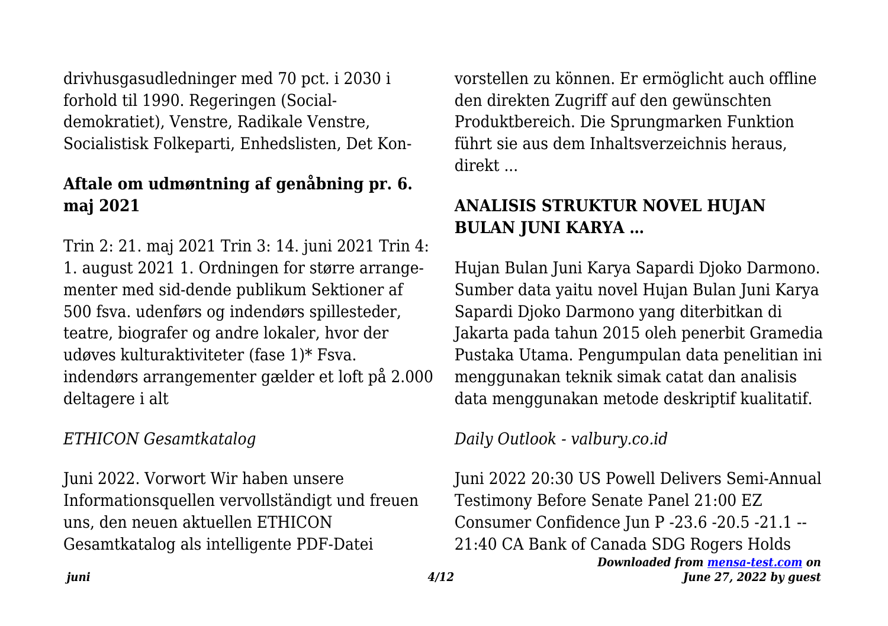drivhusgasudledninger med 70 pct. i 2030 i forhold til 1990. Regeringen (Socialdemokratiet), Venstre, Radikale Venstre, Socialistisk Folkeparti, Enhedslisten, Det Kon-

## Aftale om udmøntning af genåbning pr. 6. maj 2021

Trin 2: 21. maj 2021 Trin 3: 14. juni 2021 Trin 4: 1. august 2021 1. Ordningen for større arrangementer med sid-dende publikum Sektioner af 500 fsva. udenførs og indendørs spillesteder, teatre, biografer og andre lokaler, hvor der udøves kulturaktiviteter (fase 1)* Fsva. indendørs arrangementer gælder et loft på 2.000 deltagere i alt

*ETHICON Gesamtkatalog*

Juni 2022. Vorwort Wir haben unsere Informationsquellen vervollständigt und freuen uns, den neuen aktuellen ETHICON Gesamtkatalog als intelligente PDF-Datei vorstellen zu können. Er ermöglicht auch offline den direkten Zugriff auf den gewünschten Produktbereich. Die Sprungmarken Funktion führt sie aus dem Inhaltsverzeichnis heraus, direkt ...

## ANALISIS STRUKTUR NOVEL HUJAN BULAN JUNI KARYA …

Hujan Bulan Juni Karya Sapardi Djoko Darmono. Sumber data yaitu novel Hujan Bulan Juni Karya Sapardi Djoko Darmono yang diterbitkan di Jakarta pada tahun 2015 oleh penerbit Gramedia Pustaka Utama. Pengumpulan data penelitian ini menggunakan teknik simak catat dan analisis data menggunakan metode deskriptif kualitatif.

*Daily Outlook - valbury.co.id*

Juni 2022 20:30 US Powell Delivers Semi-Annual Testimony Before Senate Panel 21:00 EZ Consumer Confidence Jun P -23.6 -20.5 -21.1 -- 21:40 CA Bank of Canada SDG Rogers Holds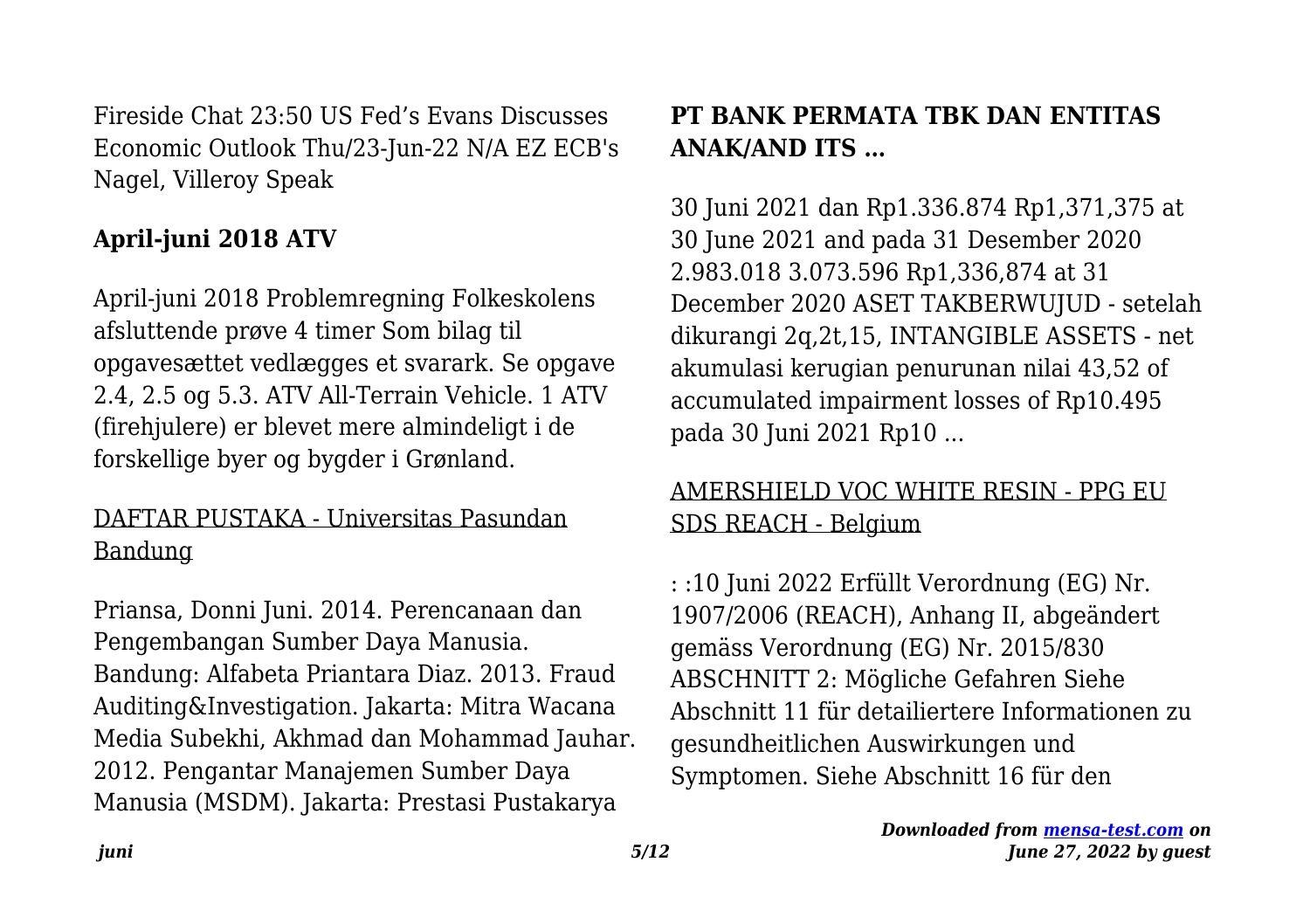Fireside Chat 23:50 US Fed's Evans Discusses Economic Outlook Thu/23-Jun-22 N/A EZ ECB's Nagel, Villeroy Speak

### April-juni 2018 ATV

April-juni 2018 Problemregning Folkeskolens afsluttende prøve 4 timer Som bilag til opgavesættet vedlægges et svarark. Se opgave 2.4, 2.5 og 5.3. ATV All-Terrain Vehicle. 1 ATV (firehjulere) er blevet mere almindeligt i de forskellige byer og bygder i Grønland.

### DAFTAR PUSTAKA - Universitas Pasundan Bandung

Priansa, Donni Juni. 2014. Perencanaan dan Pengembangan Sumber Daya Manusia. Bandung: Alfabeta Priantara Diaz. 2013. Fraud Auditing&Investigation. Jakarta: Mitra Wacana Media Subekhi, Akhmad dan Mohammad Jauhar. 2012. Pengantar Manajemen Sumber Daya Manusia (MSDM). Jakarta: Prestasi Pustakarya

### PT BANK PERMATA TBK DAN ENTITAS ANAK/AND ITS …

30 Juni 2021 dan Rp1.336.874 Rp1,371,375 at 30 June 2021 and pada 31 Desember 2020 2.983.018 3.073.596 Rp1,336,874 at 31 December 2020 ASET TAKBERWUJUD - setelah dikurangi 2q,2t,15, INTANGIBLE ASSETS - net akumulasi kerugian penurunan nilai 43,52 of accumulated impairment losses of Rp10.495 pada 30 Juni 2021 Rp10 ...

### AMERSHIELD VOC WHITE RESIN - PPG EU SDS REACH - Belgium

: :10 Juni 2022 Erfüllt Verordnung (EG) Nr. 1907/2006 (REACH), Anhang II, abgeändert gemäss Verordnung (EG) Nr. 2015/830 ABSCHNITT 2: Mögliche Gefahren Siehe Abschnitt 11 für detailliertere Informationen zu gesundheitlichen Auswirkungen und Symptomen. Siehe Abschnitt 16 für den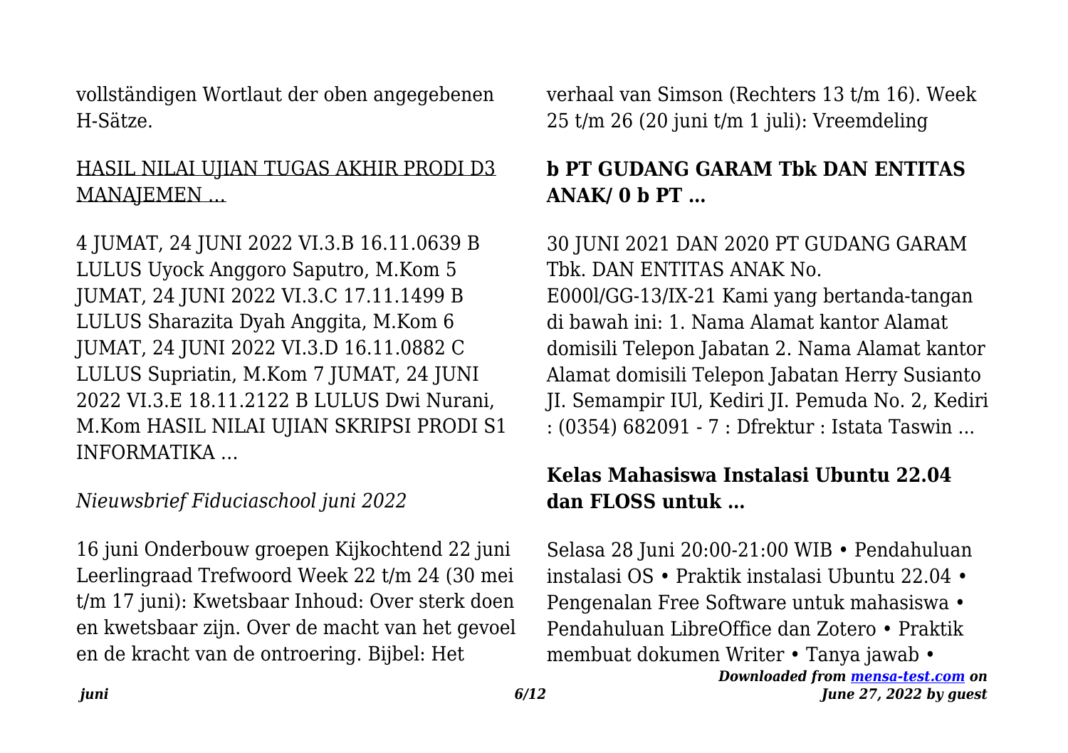vollständigen Wortlaut der oben angegebenen H-Sätze.

HASIL NILAI UJIAN TUGAS AKHIR PRODI D3 MANAJEMEN ...

4 JUMAT, 24 JUNI 2022 VI.3.B 16.11.0639 B LULUS Uyock Anggoro Saputro, M.Kom 5 JUMAT, 24 JUNI 2022 VI.3.C 17.11.1499 B LULUS Sharazita Dyah Anggita, M.Kom 6 JUMAT, 24 JUNI 2022 VI.3.D 16.11.0882 C LULUS Supriatin, M.Kom 7 JUMAT, 24 JUNI 2022 VI.3.E 18.11.2122 B LULUS Dwi Nurani, M.Kom HASIL NILAI UJIAN SKRIPSI PRODI S1 INFORMATIKA ...

*Nieuwsbrief Fiduciaschool juni 2022*

16 juni Onderbouw groepen Kijkochtend 22 juni Leerlingraad Trefwoord Week 22 t/m 24 (30 mei t/m 17 juni): Kwetsbaar Inhoud: Over sterk doen en kwetsbaar zijn. Over de macht van het gevoel en de kracht van de ontroering. Bijbel: Het verhaal van Simson (Rechters 13 t/m 16). Week 25 t/m 26 (20 juni t/m 1 juli): Vreemdeling

**b PT GUDANG GARAM Tbk DAN ENTITAS ANAK/ 0 b PT ...**

30 JUNI 2021 DAN 2020 PT GUDANG GARAM Tbk. DAN ENTITAS ANAK No. E000l/GG-13/IX-21 Kami yang bertanda-tangan di bawah ini: 1. Nama Alamat kantor Alamat domisili Telepon Jabatan 2. Nama Alamat kantor Alamat domisili Telepon Jabatan Herry Susianto JI. Semampir IUl, Kediri JI. Pemuda No. 2, Kediri : (0354) 682091 - 7 : Dfrektur : Istata Taswin ...

**Kelas Mahasiswa Instalasi Ubuntu 22.04 dan FLOSS untuk ...**

Selasa 28 Juni 20:00-21:00 WIB • Pendahuluan instalasi OS • Praktik instalasi Ubuntu 22.04 • Pengenalan Free Software untuk mahasiswa • Pendahuluan LibreOffice dan Zotero • Praktik membuat dokumen Writer • Tanya jawab •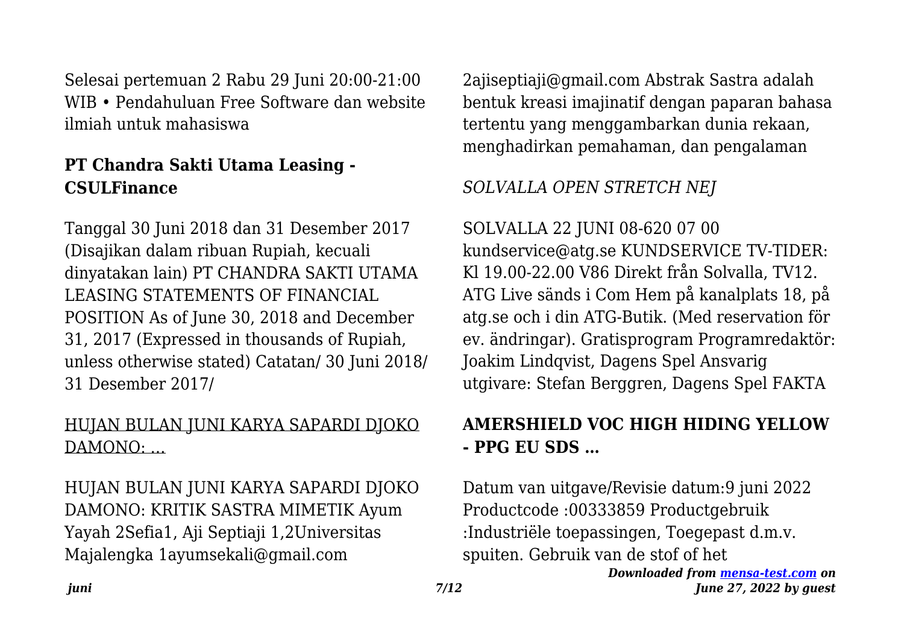Selesai pertemuan 2 Rabu 29 Juni 20:00-21:00 WIB • Pendahuluan Free Software dan website ilmiah untuk mahasiswa

## PT Chandra Sakti Utama Leasing - CSULFinance

Tanggal 30 Juni 2018 dan 31 Desember 2017 (Disajikan dalam ribuan Rupiah, kecuali dinyatakan lain) PT CHANDRA SAKTI UTAMA LEASING STATEMENTS OF FINANCIAL POSITION As of June 30, 2018 and December 31, 2017 (Expressed in thousands of Rupiah, unless otherwise stated) Catatan/ 30 Juni 2018/ 31 Desember 2017/

## HUJAN BULAN JUNI KARYA SAPARDI DJOKO DAMONO: ...

HUJAN BULAN JUNI KARYA SAPARDI DJOKO DAMONO: KRITIK SASTRA MIMETIK Ayum Yayah 2Sefia1, Aji Septiaji 1,2Universitas Majalengka 1ayumsekali@gmail.com 2ajiseptiaji@gmail.com Abstrak Sastra adalah bentuk kreasi imajinatif dengan paparan bahasa tertentu yang menggambarkan dunia rekaan, menghadirkan pemahaman, dan pengalaman

## *SOLVALLA OPEN STRETCH NEJ*

SOLVALLA 22 JUNI 08-620 07 00 kundservice@atg.se KUNDSERVICE TV-TIDER: Kl 19.00-22.00 V86 Direkt från Solvalla, TV12. ATG Live sänds i Com Hem på kanalplats 18, på atg.se och i din ATG-Butik. (Med reservation för ev. ändringar). Gratisprogram Programredaktör: Joakim Lindqvist, Dagens Spel Ansvarig utgivare: Stefan Berggren, Dagens Spel FAKTA

## AMERSHIELD VOC HIGH HIDING YELLOW - PPG EU SDS …

Datum van uitgave/Revisie datum:9 juni 2022 Productcode :00333859 Productgebruik :Industriële toepassingen, Toegepast d.m.v. spuiten. Gebruik van de stof of het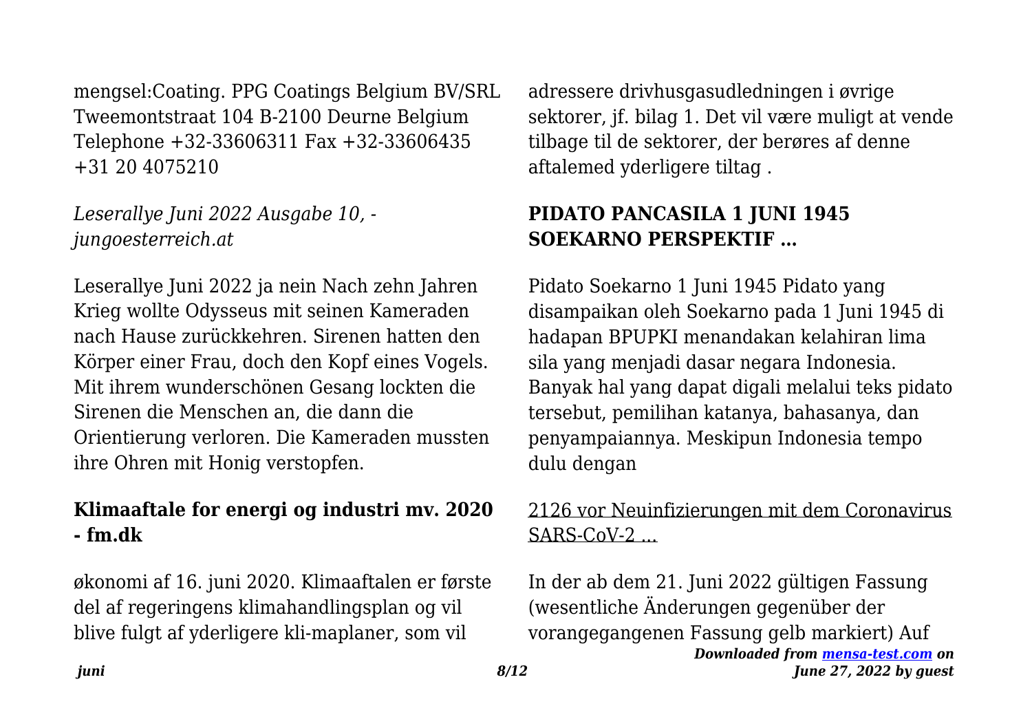mengsel:Coating. PPG Coatings Belgium BV/SRL Tweemontstraat 104 B-2100 Deurne Belgium Telephone +32-33606311 Fax +32-33606435 +31 20 4075210

*Leserallye Juni 2022 Ausgabe 10, - jungoesterreich.at*

Leserallye Juni 2022 ja nein Nach zehn Jahren Krieg wollte Odysseus mit seinen Kameraden nach Hause zurückkehren. Sirenen hatten den Körper einer Frau, doch den Kopf eines Vogels. Mit ihrem wunderschönen Gesang lockten die Sirenen die Menschen an, die dann die Orientierung verloren. Die Kameraden mussten ihre Ohren mit Honig verstopfen.

## Klimaaftale for energi og industri mv. 2020 - fm.dk

økonomi af 16. juni 2020. Klimaaftalen er første del af regeringens klimahandlingsplan og vil blive fulgt af yderligere kli-maplaner, som vil adressere drivhusgasudledningen i øvrige sektorer, jf. bilag 1. Det vil være muligt at vende tilbage til de sektorer, der berøres af denne aftalemed yderligere tiltag .

## PIDATO PANCASILA 1 JUNI 1945 SOEKARNO PERSPEKTIF ...

Pidato Soekarno 1 Juni 1945 Pidato yang disampaikan oleh Soekarno pada 1 Juni 1945 di hadapan BPUPKI menandakan kelahiran lima sila yang menjadi dasar negara Indonesia. Banyak hal yang dapat digali melalui teks pidato tersebut, pemilihan katanya, bahasanya, dan penyampaiannya. Meskipun Indonesia tempo dulu dengan

2126 vor Neuinfizierungen mit dem Coronavirus SARS-CoV-2 ...

In der ab dem 21. Juni 2022 gültigen Fassung (wesentliche Änderungen gegenüber der vorangegangenen Fassung gelb markiert) Auf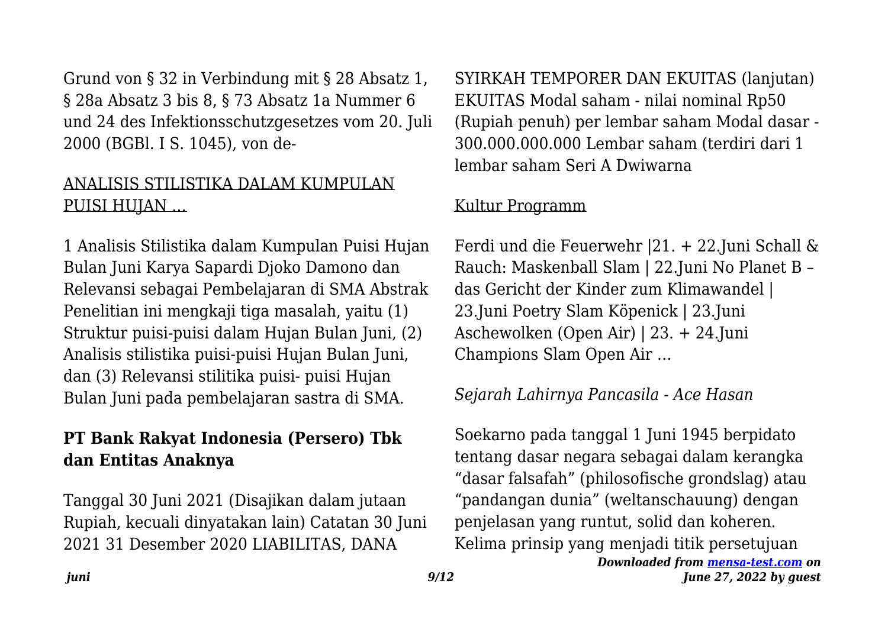Grund von § 32 in Verbindung mit § 28 Absatz 1, § 28a Absatz 3 bis 8, § 73 Absatz 1a Nummer 6 und 24 des Infektionsschutzgesetzes vom 20. Juli 2000 (BGBl. I S. 1045), von de-

ANALISIS STILISTIKA DALAM KUMPULAN PUISI HUJAN ...

1 Analisis Stilistika dalam Kumpulan Puisi Hujan Bulan Juni Karya Sapardi Djoko Damono dan Relevansi sebagai Pembelajaran di SMA Abstrak Penelitian ini mengkaji tiga masalah, yaitu (1) Struktur puisi-puisi dalam Hujan Bulan Juni, (2) Analisis stilistika puisi-puisi Hujan Bulan Juni, dan (3) Relevansi stilitika puisi- puisi Hujan Bulan Juni pada pembelajaran sastra di SMA.

## PT Bank Rakyat Indonesia (Persero) Tbk dan Entitas Anaknya

Tanggal 30 Juni 2021 (Disajikan dalam jutaan Rupiah, kecuali dinyatakan lain) Catatan 30 Juni 2021 31 Desember 2020 LIABILITAS, DANA SYIRKAH TEMPORER DAN EKUITAS (lanjutan) EKUITAS Modal saham - nilai nominal Rp50 (Rupiah penuh) per lembar saham Modal dasar - 300.000.000.000 Lembar saham (terdiri dari 1 lembar saham Seri A Dwiwarna

Kultur Programm

Ferdi und die Feuerwehr |21. + 22.Juni Schall & Rauch: Maskenball Slam | 22.Juni No Planet B – das Gericht der Kinder zum Klimawandel | 23.Juni Poetry Slam Köpenick | 23.Juni Aschewolken (Open Air) | 23. + 24.Juni Champions Slam Open Air …

*Sejarah Lahirnya Pancasila - Ace Hasan*

Soekarno pada tanggal 1 Juni 1945 berpidato tentang dasar negara sebagai dalam kerangka "dasar falsafah" (philosofische grondslag) atau "pandangan dunia" (weltanschauung) dengan penjelasan yang runtut, solid dan koheren. Kelima prinsip yang menjadi titik persetujuan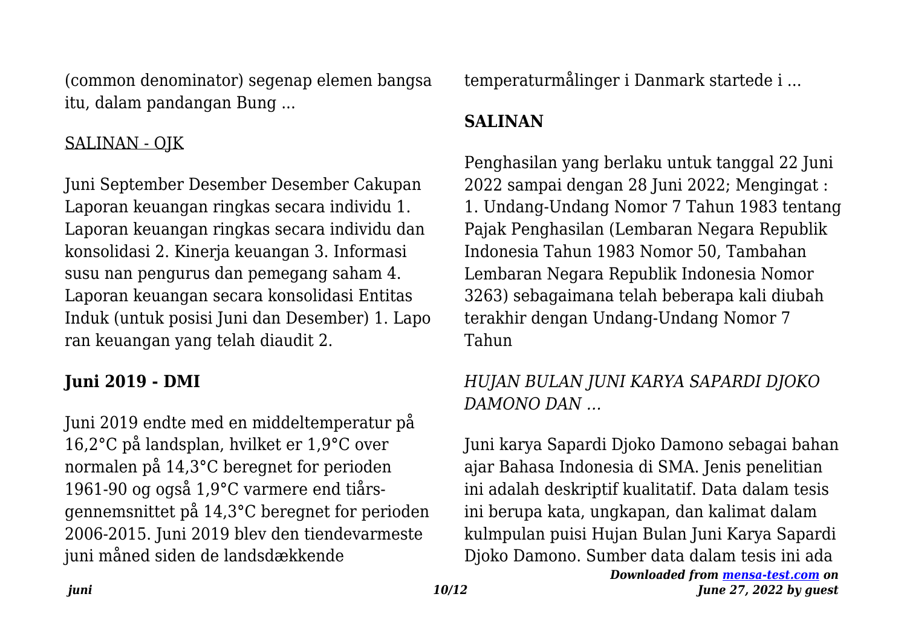(common denominator) segenap elemen bangsa itu, dalam pandangan Bung ...

SALINAN - OJK

Juni September Desember Desember Cakupan Laporan keuangan ringkas secara individu 1. Laporan keuangan ringkas secara individu dan konsolidasi 2. Kinerja keuangan 3. Informasi susu nan pengurus dan pemegang saham 4. Laporan keuangan secara konsolidasi Entitas Induk (untuk posisi Juni dan Desember) 1. Lapo ran keuangan yang telah diaudit 2.

## Juni 2019 - DMI

Juni 2019 endte med en middeltemperatur på 16,2°C på landsplan, hvilket er 1,9°C over normalen på 14,3°C beregnet for perioden 1961-90 og også 1,9°C varmere end tiårs-gennemsnittet på 14,3°C beregnet for perioden 2006-2015. Juni 2019 blev den tiendevarmeste juni måned siden de landsdækkende temperaturmålinger i Danmark startede i ...

## SALINAN

Penghasilan yang berlaku untuk tanggal 22 Juni 2022 sampai dengan 28 Juni 2022; Mengingat : 1. Undang-Undang Nomor 7 Tahun 1983 tentang Pajak Penghasilan (Lembaran Negara Republik Indonesia Tahun 1983 Nomor 50, Tambahan Lembaran Negara Republik Indonesia Nomor 3263) sebagaimana telah beberapa kali diubah terakhir dengan Undang-Undang Nomor 7 Tahun

*HUJAN BULAN JUNI KARYA SAPARDI DJOKO DAMONO DAN …*

Juni karya Sapardi Djoko Damono sebagai bahan ajar Bahasa Indonesia di SMA. Jenis penelitian ini adalah deskriptif kualitatif. Data dalam tesis ini berupa kata, ungkapan, dan kalimat dalam kulmpulan puisi Hujan Bulan Juni Karya Sapardi Djoko Damono. Sumber data dalam tesis ini ada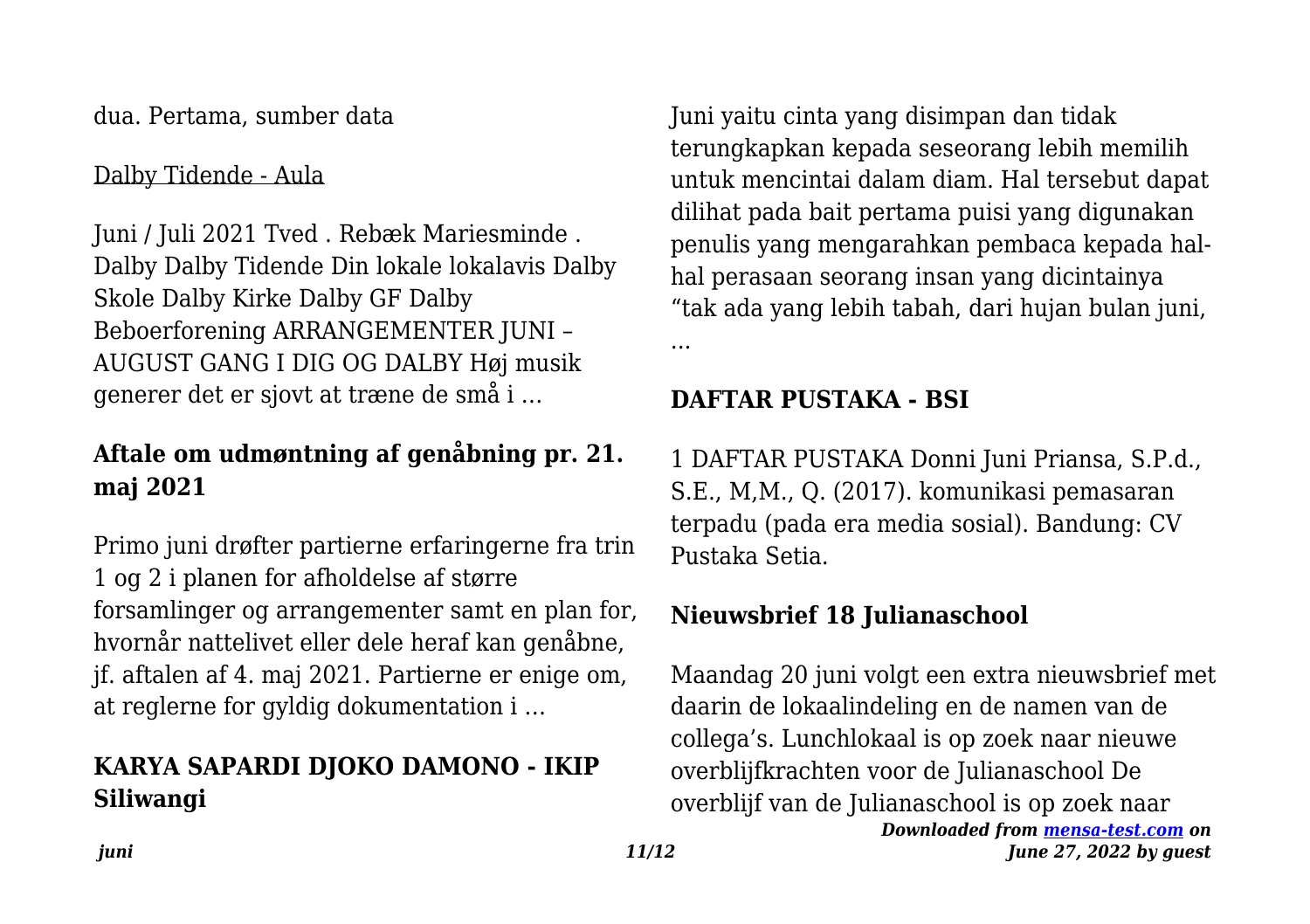dua. Pertama, sumber data

Dalby Tidende - Aula

Juni / Juli 2021 Tved . Rebæk Mariesminde . Dalby Dalby Tidende Din lokale lokalavis Dalby Skole Dalby Kirke Dalby GF Dalby Beboerforening ARRANGEMENTER JUNI – AUGUST GANG I DIG OG DALBY Høj musik generer det er sjovt at træne de små i …

## Aftale om udmøntning af genåbning pr. 21. maj 2021

Primo juni drøfter partierne erfaringerne fra trin 1 og 2 i planen for afholdelse af større forsamlinger og arrangementer samt en plan for, hvornår nattelivet eller dele heraf kan genåbne, jf. aftalen af 4. maj 2021. Partierne er enige om, at reglerne for gyldig dokumentation i …

## KARYA SAPARDI DJOKO DAMONO - IKIP Siliwangi

Juni yaitu cinta yang disimpan dan tidak terungkapkan kepada seseorang lebih memilih untuk mencintai dalam diam. Hal tersebut dapat dilihat pada bait pertama puisi yang digunakan penulis yang mengarahkan pembaca kepada hal-hal perasaan seorang insan yang dicintainya "tak ada yang lebih tabah, dari hujan bulan juni, …

## DAFTAR PUSTAKA - BSI

1 DAFTAR PUSTAKA Donni Juni Priansa, S.P.d., S.E., M,M., Q. (2017). komunikasi pemasaran terpadu (pada era media sosial). Bandung: CV Pustaka Setia.

## Nieuwsbrief 18 Julianaschool

Maandag 20 juni volgt een extra nieuwsbrief met daarin de lokaalindeling en de namen van de collega's. Lunchlokaal is op zoek naar nieuwe overblijfkrachten voor de Julianaschool De overblijf van de Julianaschool is op zoek naar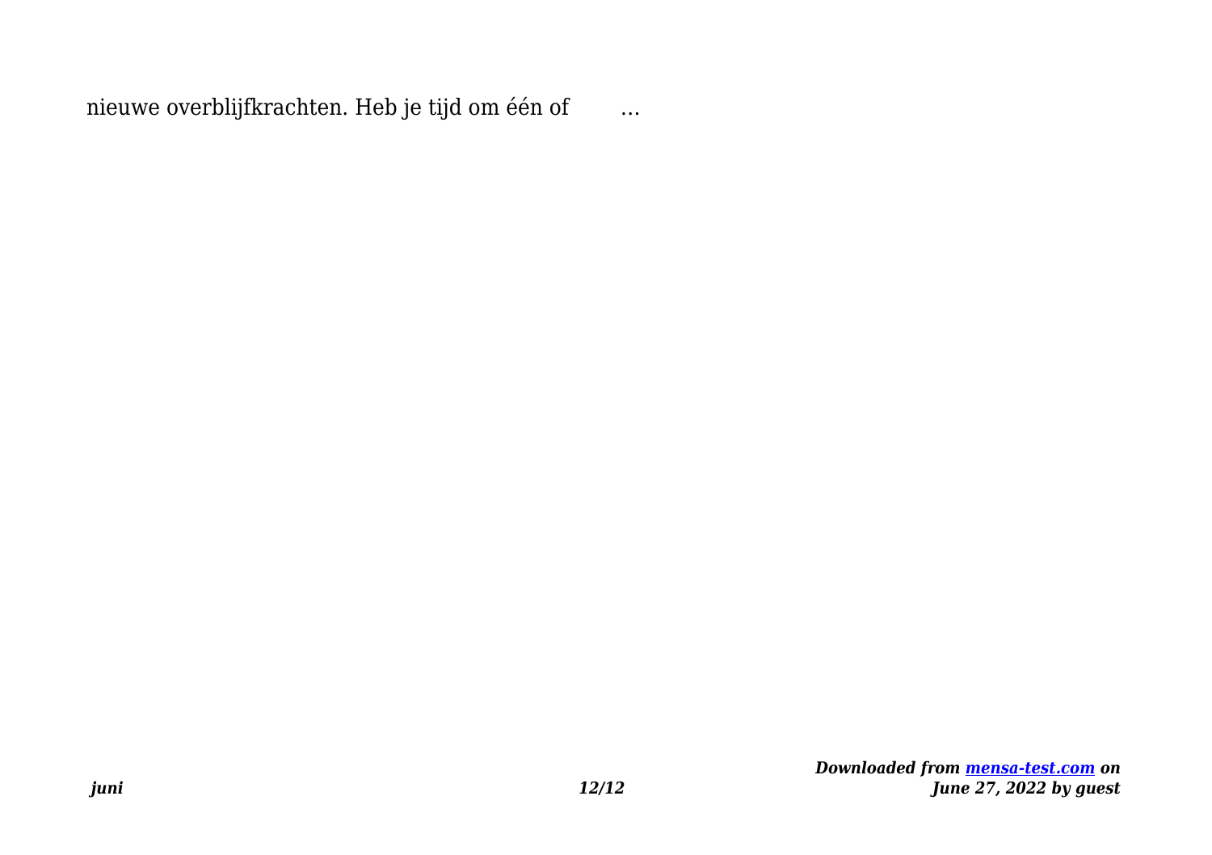nieuwe overblijfkrachten. Heb je tijd om één of …